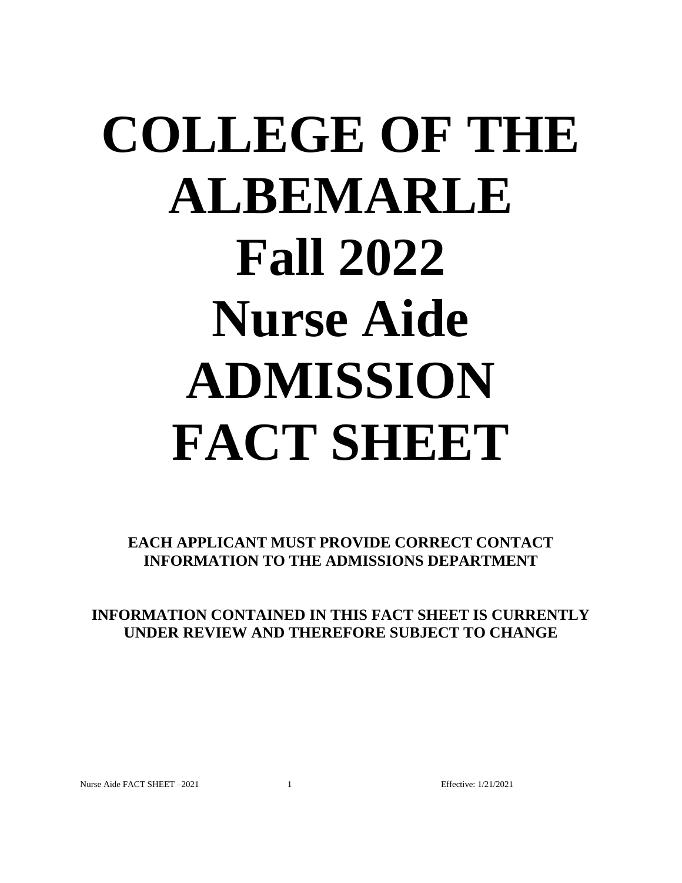# COLLEGE OF THE ALBEMARLE
# Fall 2022
# Nurse Aide
# ADMISSION FACT SHEET

**EACH APPLICANT MUST PROVIDE CORRECT CONTACT INFORMATION TO THE ADMISSIONS DEPARTMENT**

**INFORMATION CONTAINED IN THIS FACT SHEET IS CURRENTLY UNDER REVIEW AND THEREFORE SUBJECT TO CHANGE**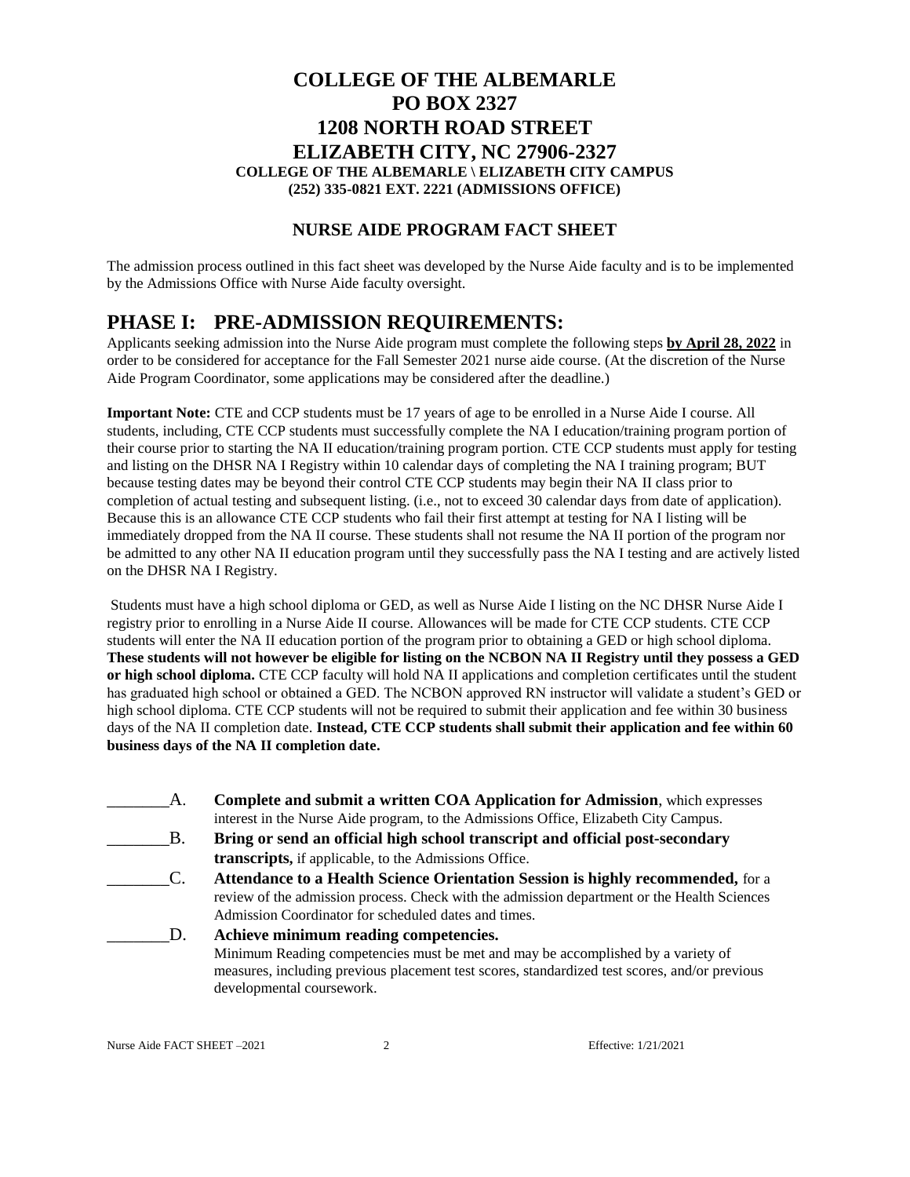# COLLEGE OF THE ALBEMARLE
# PO BOX 2327
# 1208 NORTH ROAD STREET
# ELIZABETH CITY, NC 27906-2327

**COLLEGE OF THE ALBEMARLE \ ELIZABETH CITY CAMPUS**
**(252) 335-0821 EXT. 2221 (ADMISSIONS OFFICE)**

## NURSE AIDE PROGRAM FACT SHEET

The admission process outlined in this fact sheet was developed by the Nurse Aide faculty and is to be implemented by the Admissions Office with Nurse Aide faculty oversight.

## PHASE I: PRE-ADMISSION REQUIREMENTS:

Applicants seeking admission into the Nurse Aide program must complete the following steps **by April 28, 2022** in order to be considered for acceptance for the Fall Semester 2021 nurse aide course. (At the discretion of the Nurse Aide Program Coordinator, some applications may be considered after the deadline.)

**Important Note:** CTE and CCP students must be 17 years of age to be enrolled in a Nurse Aide I course. All students, including, CTE CCP students must successfully complete the NA I education/training program portion of their course prior to starting the NA II education/training program portion. CTE CCP students must apply for testing and listing on the DHSR NA I Registry within 10 calendar days of completing the NA I training program; BUT because testing dates may be beyond their control CTE CCP students may begin their NA II class prior to completion of actual testing and subsequent listing. (i.e., not to exceed 30 calendar days from date of application). Because this is an allowance CTE CCP students who fail their first attempt at testing for NA I listing will be immediately dropped from the NA II course. These students shall not resume the NA II portion of the program nor be admitted to any other NA II education program until they successfully pass the NA I testing and are actively listed on the DHSR NA I Registry.

Students must have a high school diploma or GED, as well as Nurse Aide I listing on the NC DHSR Nurse Aide I registry prior to enrolling in a Nurse Aide II course. Allowances will be made for CTE CCP students. CTE CCP students will enter the NA II education portion of the program prior to obtaining a GED or high school diploma. **These students will not however be eligible for listing on the NCBON NA II Registry until they possess a GED or high school diploma.** CTE CCP faculty will hold NA II applications and completion certificates until the student has graduated high school or obtained a GED. The NCBON approved RN instructor will validate a student's GED or high school diploma. CTE CCP students will not be required to submit their application and fee within 30 business days of the NA II completion date. **Instead, CTE CCP students shall submit their application and fee within 60 business days of the NA II completion date.**

_______A. **Complete and submit a written COA Application for Admission**, which expresses interest in the Nurse Aide program, to the Admissions Office, Elizabeth City Campus.

_______B. **Bring or send an official high school transcript and official post-secondary transcripts,** if applicable, to the Admissions Office.

_______C. **Attendance to a Health Science Orientation Session is highly recommended,** for a review of the admission process. Check with the admission department or the Health Sciences Admission Coordinator for scheduled dates and times.

_______D. **Achieve minimum reading competencies.**
Minimum Reading competencies must be met and may be accomplished by a variety of measures, including previous placement test scores, standardized test scores, and/or previous developmental coursework.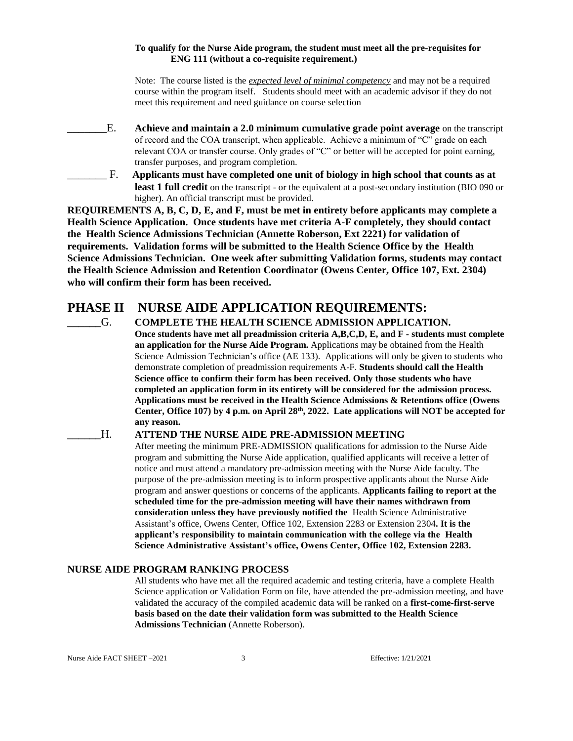**To qualify for the Nurse Aide program, the student must meet all the pre-requisites for ENG 111 (without a co-requisite requirement.)**

Note: The course listed is the ***expected level of minimal competency*** and may not be a required course within the program itself. Students should meet with an academic advisor if they do not meet this requirement and need guidance on course selection

________E. **Achieve and maintain a 2.0 minimum cumulative grade point average** on the transcript of record and the COA transcript, when applicable. Achieve a minimum of "C" grade on each relevant COA or transfer course. Only grades of "C" or better will be accepted for point earning, transfer purposes, and program completion.

________F. **Applicants must have completed one unit of biology in high school that counts as at least 1 full credit** on the transcript - or the equivalent at a post-secondary institution (BIO 090 or higher). An official transcript must be provided.

**REQUIREMENTS A, B, C, D, E, and F, must be met in entirety before applicants may complete a Health Science Application. Once students have met criteria A-F completely, they should contact the Health Science Admissions Technician (Annette Roberson, Ext 2221) for validation of requirements. Validation forms will be submitted to the Health Science Office by the Health Science Admissions Technician. One week after submitting Validation forms, students may contact the Health Science Admission and Retention Coordinator (Owens Center, Office 107, Ext. 2304) who will confirm their form has been received.**

## PHASE II NURSE AIDE APPLICATION REQUIREMENTS:

______G. **COMPLETE THE HEALTH SCIENCE ADMISSION APPLICATION.**

**Once students have met all preadmission criteria A,B,C,D, E, and F - students must complete an application for the Nurse Aide Program.** Applications may be obtained from the Health Science Admission Technician's office (AE 133). Applications will only be given to students who demonstrate completion of preadmission requirements A-F. **Students should call the Health Science office to confirm their form has been received. Only those students who have completed an application form in its entirety will be considered for the admission process. Applications must be received in the Health Science Admissions & Retentions office (Owens Center, Office 107) by 4 p.m. on April 28th, 2022. Late applications will NOT be accepted for any reason.**

______H. **ATTEND THE NURSE AIDE PRE-ADMISSION MEETING**

After meeting the minimum PRE-ADMISSION qualifications for admission to the Nurse Aide program and submitting the Nurse Aide application, qualified applicants will receive a letter of notice and must attend a mandatory pre-admission meeting with the Nurse Aide faculty. The purpose of the pre-admission meeting is to inform prospective applicants about the Nurse Aide program and answer questions or concerns of the applicants. **Applicants failing to report at the scheduled time for the pre-admission meeting will have their names withdrawn from consideration unless they have previously notified the** Health Science Administrative Assistant's office, Owens Center, Office 102, Extension 2283 or Extension 2304**. It is the applicant's responsibility to maintain communication with the college via the Health Science Administrative Assistant's office, Owens Center, Office 102, Extension 2283.**

### NURSE AIDE PROGRAM RANKING PROCESS

All students who have met all the required academic and testing criteria, have a complete Health Science application or Validation Form on file, have attended the pre-admission meeting, and have validated the accuracy of the compiled academic data will be ranked on a **first-come-first-serve basis based on the date their validation form was submitted to the Health Science Admissions Technician** (Annette Roberson).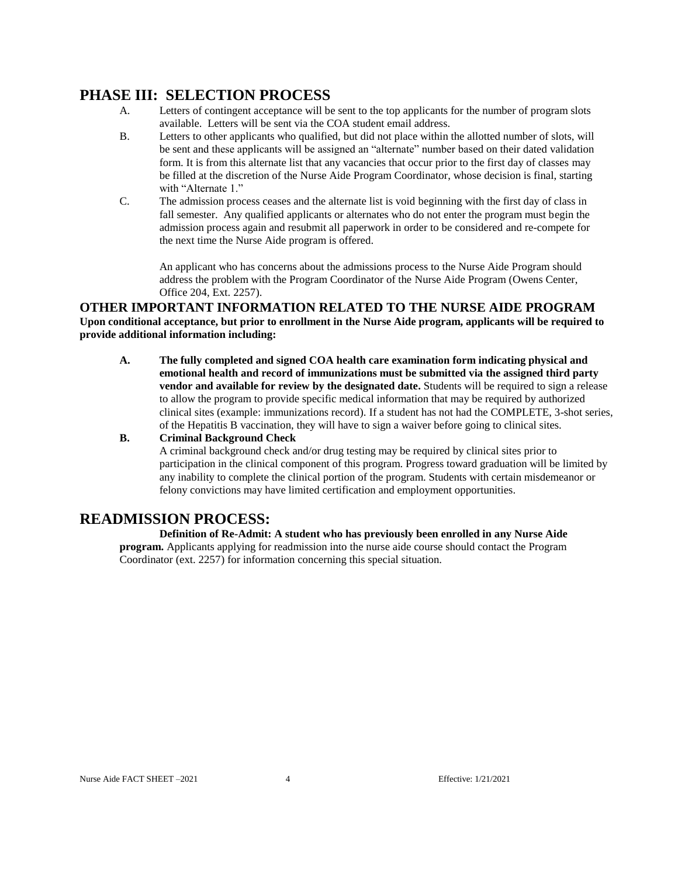## PHASE III: SELECTION PROCESS

A. Letters of contingent acceptance will be sent to the top applicants for the number of program slots available. Letters will be sent via the COA student email address.

B. Letters to other applicants who qualified, but did not place within the allotted number of slots, will be sent and these applicants will be assigned an "alternate" number based on their dated validation form. It is from this alternate list that any vacancies that occur prior to the first day of classes may be filled at the discretion of the Nurse Aide Program Coordinator, whose decision is final, starting with "Alternate 1."

C. The admission process ceases and the alternate list is void beginning with the first day of class in fall semester. Any qualified applicants or alternates who do not enter the program must begin the admission process again and resubmit all paperwork in order to be considered and re-compete for the next time the Nurse Aide program is offered.

An applicant who has concerns about the admissions process to the Nurse Aide Program should address the problem with the Program Coordinator of the Nurse Aide Program (Owens Center, Office 204, Ext. 2257).

### OTHER IMPORTANT INFORMATION RELATED TO THE NURSE AIDE PROGRAM

**Upon conditional acceptance, but prior to enrollment in the Nurse Aide program, applicants will be required to provide additional information including:**

**A. The fully completed and signed COA health care examination form indicating physical and emotional health and record of immunizations must be submitted via the assigned third party vendor and available for review by the designated date.** Students will be required to sign a release to allow the program to provide specific medical information that may be required by authorized clinical sites (example: immunizations record). If a student has not had the COMPLETE, 3-shot series, of the Hepatitis B vaccination, they will have to sign a waiver before going to clinical sites.

**B. Criminal Background Check**

A criminal background check and/or drug testing may be required by clinical sites prior to participation in the clinical component of this program. Progress toward graduation will be limited by any inability to complete the clinical portion of the program. Students with certain misdemeanor or felony convictions may have limited certification and employment opportunities.

## READMISSION PROCESS:

**Definition of Re-Admit: A student who has previously been enrolled in any Nurse Aide program.** Applicants applying for readmission into the nurse aide course should contact the Program Coordinator (ext. 2257) for information concerning this special situation.